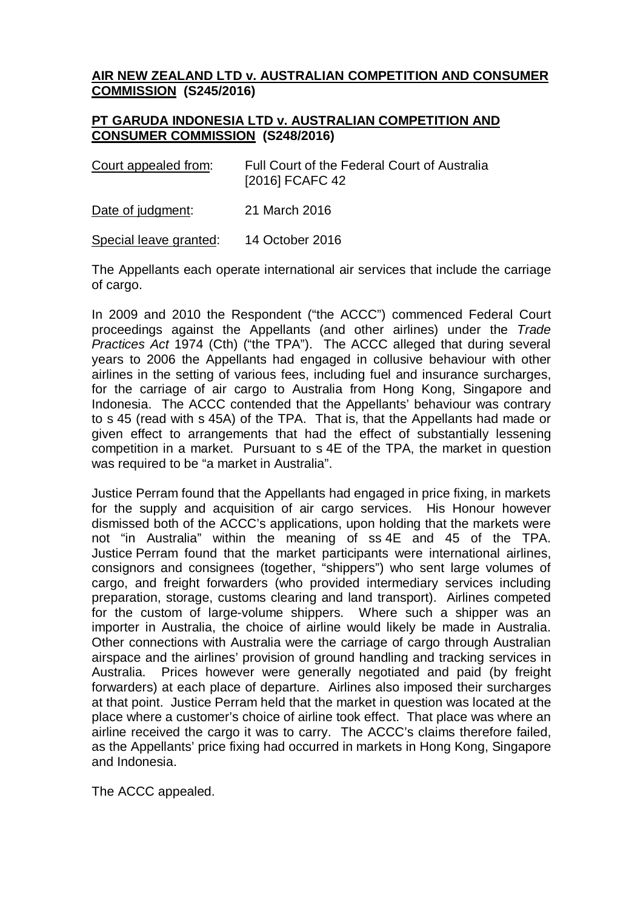**<u>AIR NEW ZEALAND LTD v. AUSTRALIAN COMPETITION AND CONSUMER COMMISSION</u> (S245/2016)**

**<u>PT GARUDA INDONESIA LTD v. AUSTRALIAN COMPETITION AND CONSUMER COMMISSION</u> (S248/2016)**

<u>Court appealed from</u>: Full Court of the Federal Court of Australia [2016] FCAFC 42

<u>Date of judgment</u>: 21 March 2016

<u>Special leave granted</u>: 14 October 2016

The Appellants each operate international air services that include the carriage of cargo.

In 2009 and 2010 the Respondent ("the ACCC") commenced Federal Court proceedings against the Appellants (and other airlines) under the *Trade Practices Act* 1974 (Cth) ("the TPA"). The ACCC alleged that during several years to 2006 the Appellants had engaged in collusive behaviour with other airlines in the setting of various fees, including fuel and insurance surcharges, for the carriage of air cargo to Australia from Hong Kong, Singapore and Indonesia. The ACCC contended that the Appellants' behaviour was contrary to s 45 (read with s 45A) of the TPA. That is, that the Appellants had made or given effect to arrangements that had the effect of substantially lessening competition in a market. Pursuant to s 4E of the TPA, the market in question was required to be "a market in Australia".

Justice Perram found that the Appellants had engaged in price fixing, in markets for the supply and acquisition of air cargo services. His Honour however dismissed both of the ACCC's applications, upon holding that the markets were not "in Australia" within the meaning of ss 4E and 45 of the TPA. Justice Perram found that the market participants were international airlines, consignors and consignees (together, "shippers") who sent large volumes of cargo, and freight forwarders (who provided intermediary services including preparation, storage, customs clearing and land transport). Airlines competed for the custom of large-volume shippers. Where such a shipper was an importer in Australia, the choice of airline would likely be made in Australia. Other connections with Australia were the carriage of cargo through Australian airspace and the airlines' provision of ground handling and tracking services in Australia. Prices however were generally negotiated and paid (by freight forwarders) at each place of departure. Airlines also imposed their surcharges at that point. Justice Perram held that the market in question was located at the place where a customer's choice of airline took effect. That place was where an airline received the cargo it was to carry. The ACCC's claims therefore failed, as the Appellants' price fixing had occurred in markets in Hong Kong, Singapore and Indonesia.

The ACCC appealed.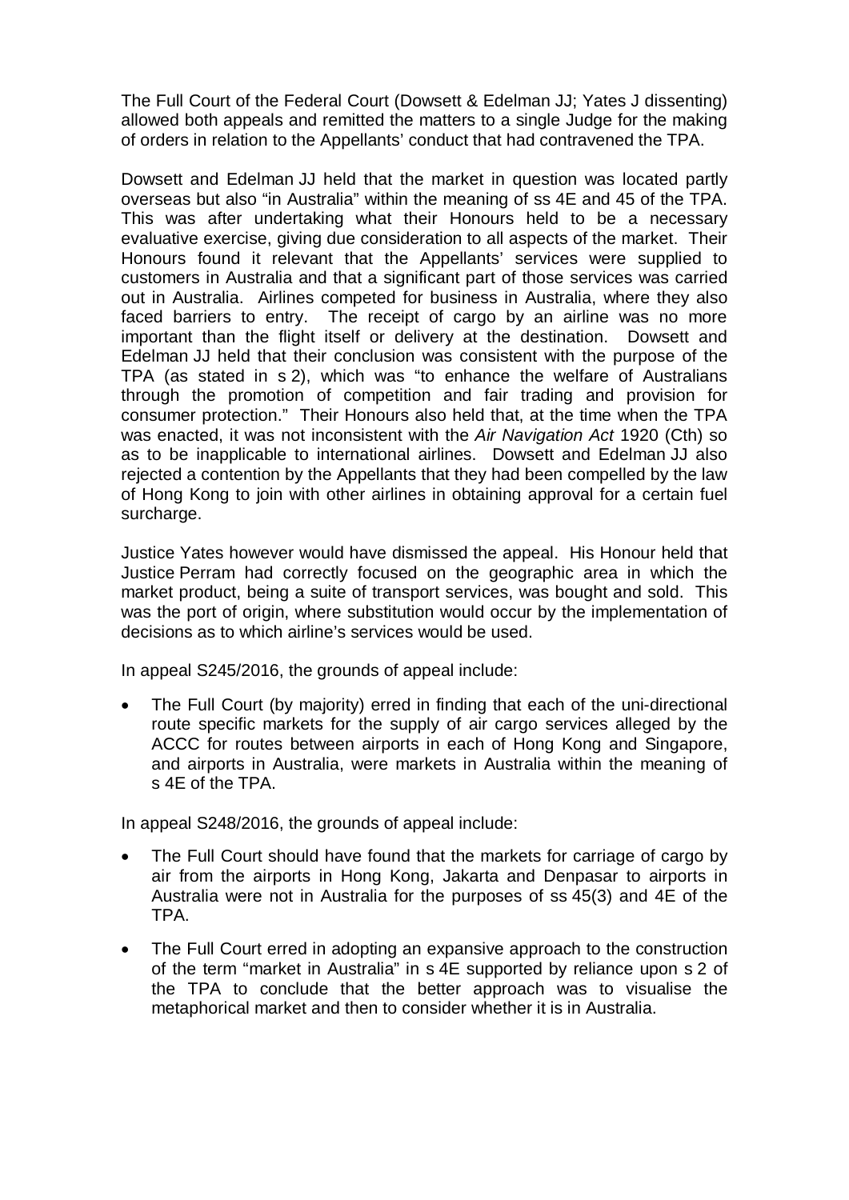The Full Court of the Federal Court (Dowsett & Edelman JJ; Yates J dissenting) allowed both appeals and remitted the matters to a single Judge for the making of orders in relation to the Appellants' conduct that had contravened the TPA.

Dowsett and Edelman JJ held that the market in question was located partly overseas but also "in Australia" within the meaning of ss 4E and 45 of the TPA. This was after undertaking what their Honours held to be a necessary evaluative exercise, giving due consideration to all aspects of the market. Their Honours found it relevant that the Appellants' services were supplied to customers in Australia and that a significant part of those services was carried out in Australia. Airlines competed for business in Australia, where they also faced barriers to entry. The receipt of cargo by an airline was no more important than the flight itself or delivery at the destination. Dowsett and Edelman JJ held that their conclusion was consistent with the purpose of the TPA (as stated in s 2), which was "to enhance the welfare of Australians through the promotion of competition and fair trading and provision for consumer protection." Their Honours also held that, at the time when the TPA was enacted, it was not inconsistent with the *Air Navigation Act* 1920 (Cth) so as to be inapplicable to international airlines. Dowsett and Edelman JJ also rejected a contention by the Appellants that they had been compelled by the law of Hong Kong to join with other airlines in obtaining approval for a certain fuel surcharge.

Justice Yates however would have dismissed the appeal. His Honour held that Justice Perram had correctly focused on the geographic area in which the market product, being a suite of transport services, was bought and sold. This was the port of origin, where substitution would occur by the implementation of decisions as to which airline's services would be used.

In appeal S245/2016, the grounds of appeal include:

- The Full Court (by majority) erred in finding that each of the uni-directional route specific markets for the supply of air cargo services alleged by the ACCC for routes between airports in each of Hong Kong and Singapore, and airports in Australia, were markets in Australia within the meaning of s 4E of the TPA.

In appeal S248/2016, the grounds of appeal include:

- The Full Court should have found that the markets for carriage of cargo by air from the airports in Hong Kong, Jakarta and Denpasar to airports in Australia were not in Australia for the purposes of ss 45(3) and 4E of the TPA.
- The Full Court erred in adopting an expansive approach to the construction of the term "market in Australia" in s 4E supported by reliance upon s 2 of the TPA to conclude that the better approach was to visualise the metaphorical market and then to consider whether it is in Australia.